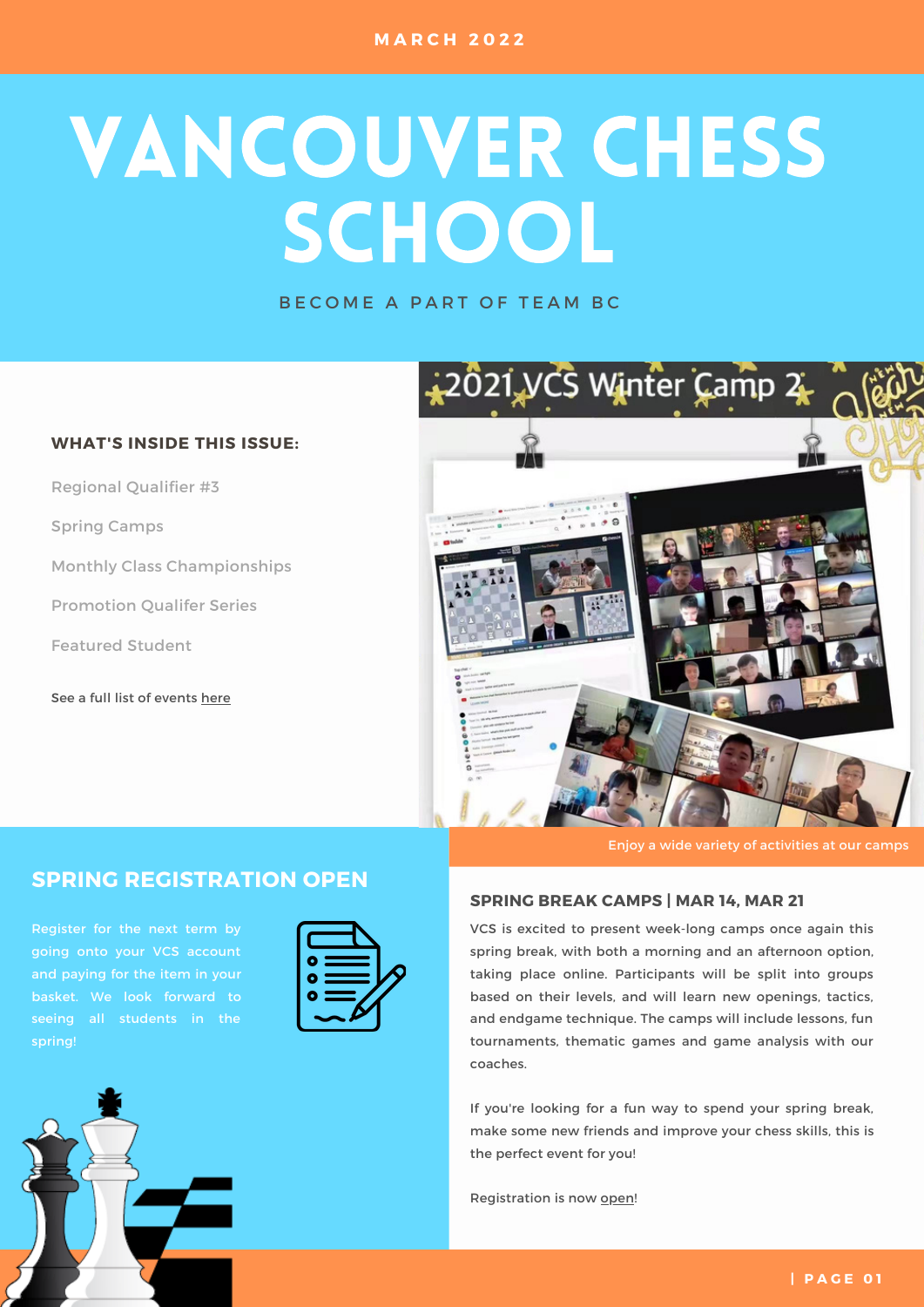MARCH 2022

# VANCOUVER CHESS SCHOOL

BECOME A PART OF TEAM BC

**WHAT'S INSIDE THIS ISSUE:**

- Regional Qualifier #3
- Spring Camps
- Monthly Class Championships
- Promotion Qualifer Series
- Featured Student

See a full list of events here

Enjoy a wide variety of activities at our camps

## SPRING REGISTRATION OPEN

Register for the next term by going onto your VCS account and paying for the item in your basket. We look forward to seeing all students in the spring!

## SPRING BREAK CAMPS | MAR 14, MAR 21

VCS is excited to present week-long camps once again this spring break, with both a morning and an afternoon option, taking place online. Participants will be split into groups based on their levels, and will learn new openings, tactics, and endgame technique. The camps will include lessons, fun tournaments, thematic games and game analysis with our coaches.

If you're looking for a fun way to spend your spring break, make some new friends and improve your chess skills, this is the perfect event for you!

Registration is now open!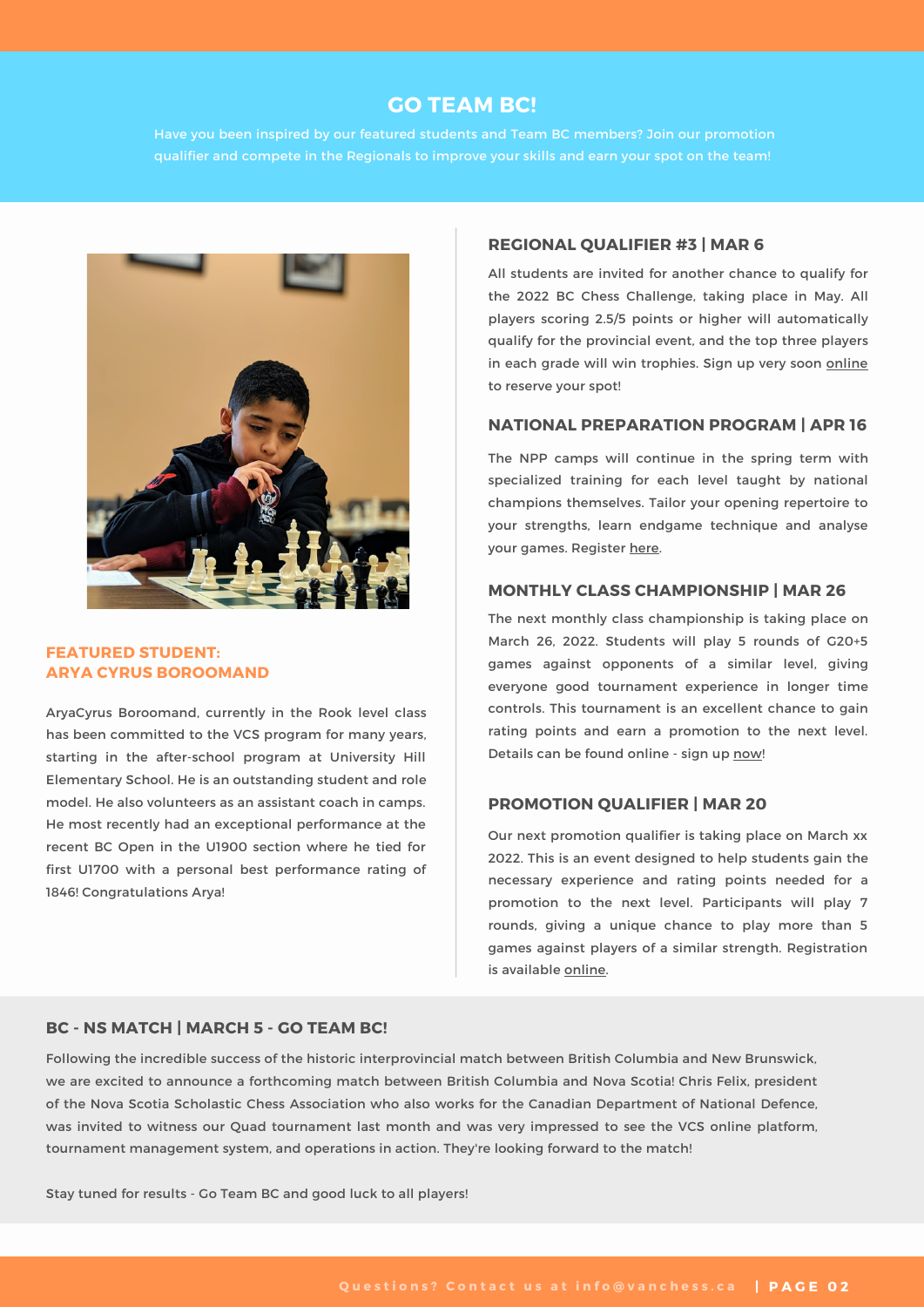# GO TEAM BC!

Have you been inspired by our featured students and Team BC members? Join our promotion qualifier and compete in the Regionals to improve your skills and earn your spot on the team!

## FEATURED STUDENT: ARYA CYRUS BOROOMAND

AryaCyrus Boroomand, currently in the Rook level class has been committed to the VCS program for many years, starting in the after-school program at University Hill Elementary School. He is an outstanding student and role model. He also volunteers as an assistant coach in camps. He most recently had an exceptional performance at the recent BC Open in the U1900 section where he tied for first U1700 with a personal best performance rating of 1846! Congratulations Arya!

## REGIONAL QUALIFIER #3 | MAR 6

All students are invited for another chance to qualify for the 2022 BC Chess Challenge, taking place in May. All players scoring 2.5/5 points or higher will automatically qualify for the provincial event, and the top three players in each grade will win trophies. Sign up very soon online to reserve your spot!

## NATIONAL PREPARATION PROGRAM | APR 16

The NPP camps will continue in the spring term with specialized training for each level taught by national champions themselves. Tailor your opening repertoire to your strengths, learn endgame technique and analyse your games. Register here.

## MONTHLY CLASS CHAMPIONSHIP | MAR 26

The next monthly class championship is taking place on March 26, 2022. Students will play 5 rounds of G20+5 games against opponents of a similar level, giving everyone good tournament experience in longer time controls. This tournament is an excellent chance to gain rating points and earn a promotion to the next level. Details can be found online - sign up now!

## PROMOTION QUALIFIER | MAR 20

Our next promotion qualifier is taking place on March xx 2022. This is an event designed to help students gain the necessary experience and rating points needed for a promotion to the next level. Participants will play 7 rounds, giving a unique chance to play more than 5 games against players of a similar strength. Registration is available online.

## BC - NS MATCH | MARCH 5 - GO TEAM BC!

Following the incredible success of the historic interprovincial match between British Columbia and New Brunswick, we are excited to announce a forthcoming match between British Columbia and Nova Scotia! Chris Felix, president of the Nova Scotia Scholastic Chess Association who also works for the Canadian Department of National Defence, was invited to witness our Quad tournament last month and was very impressed to see the VCS online platform, tournament management system, and operations in action. They're looking forward to the match!

Stay tuned for results - Go Team BC and good luck to all players!

Questions? Contact us at info@vanchess.ca